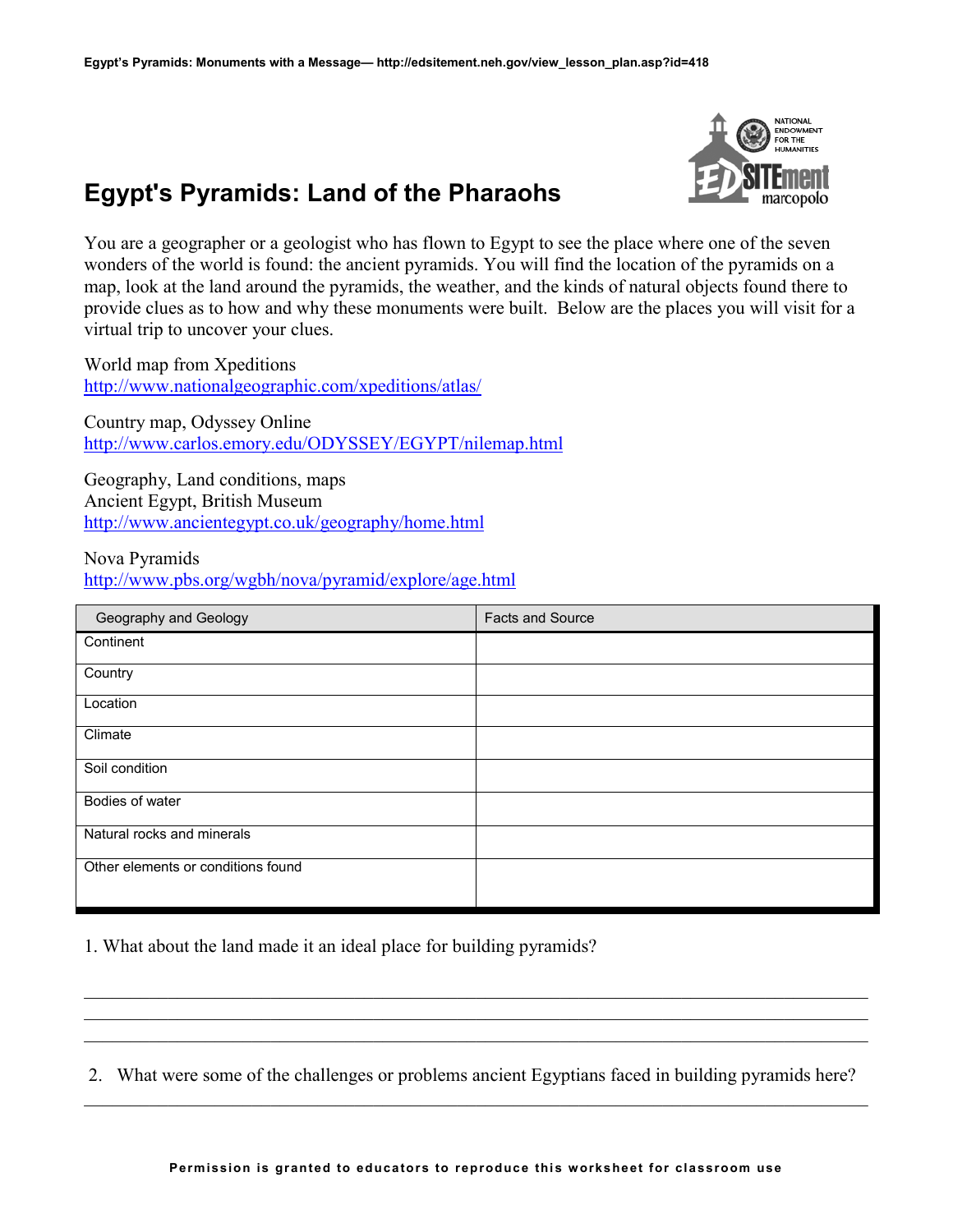# Egypt's Pyramids: Land of the Pharaohs

You are a geographer or a geologist who has flown to Egypt to see the place where one of the seven wonders of the world is found: the ancient pyramids. You will find the location of the pyramids on a map, look at the land around the pyramids, the weather, and the kinds of natural objects found there to provide clues as to how and why these monuments were built. Below are the places you will visit for a virtual trip to uncover your clues.

World map from Xpeditions
http://www.nationalgeographic.com/xpeditions/atlas/

Country map, Odyssey Online
http://www.carlos.emory.edu/ODYSSEY/EGYPT/nilemap.html

Geography, Land conditions, maps
Ancient Egypt, British Museum
http://www.ancientegypt.co.uk/geography/home.html

Nova Pyramids
http://www.pbs.org/wgbh/nova/pyramid/explore/age.html

| Geography and Geology | Facts and Source |
|---|---|
| Continent | |
| Country | |
| Location | |
| Climate | |
| Soil condition | |
| Bodies of water | |
| Natural rocks and minerals | |
| Other elements or conditions found | |

1. What about the land made it an ideal place for building pyramids?

______________________________________________________________________________

______________________________________________________________________________

______________________________________________________________________________

2. What were some of the challenges or problems ancient Egyptians faced in building pyramids here?

______________________________________________________________________________

**Permission is granted to educators to reproduce this worksheet for classroom use**